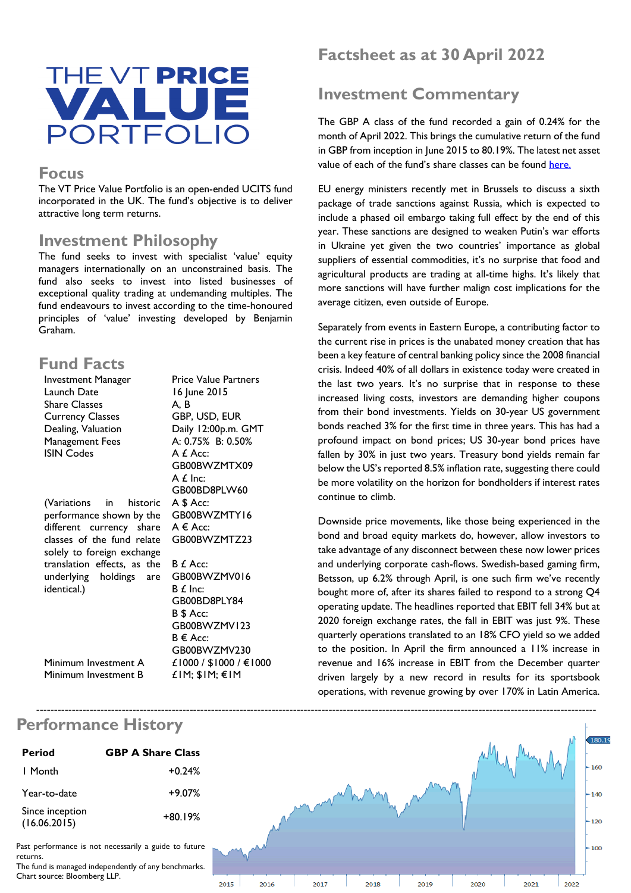# THE VT PRICE VALUE PORTFOLIO

## Focus

The VT Price Value Portfolio is an open-ended UCITS fund incorporated in the UK. The fund's objective is to deliver attractive long term returns.

## Investment Philosophy

The fund seeks to invest with specialist 'value' equity managers internationally on an unconstrained basis. The fund also seeks to invest into listed businesses of exceptional quality trading at undemanding multiples. The fund endeavours to invest according to the time-honoured principles of 'value' investing developed by Benjamin Graham.

## Fund Facts

| | |
|---|---|
| Investment Manager | Price Value Partners |
| Launch Date | 16 June 2015 |
| Share Classes | A, B |
| Currency Classes | GBP, USD, EUR |
| Dealing, Valuation | Daily 12:00p.m. GMT |
| Management Fees | A: 0.75% B: 0.50% |
| ISIN Codes | A £ Acc: GB00BWZMTX09<br>A £ Inc: GB00BD8PLW60<br>A $ Acc: GB00BWZMTY16<br>A € Acc: GB00BWZMTZ23<br>B £ Acc: GB00BWZMV016<br>B £ Inc: GB00BD8PLY84<br>B $ Acc: GB00BWZMV123<br>B € Acc: GB00BWZMV230 |
| Minimum Investment A | £1000 / $1000 / €1000 |
| Minimum Investment B | £1M; $1M; €1M |

(Variations in historic performance shown by the different currency share classes of the fund relate solely to foreign exchange translation effects, as the underlying holdings are identical.)

## Factsheet as at 30 April 2022

## Investment Commentary

The GBP A class of the fund recorded a gain of 0.24% for the month of April 2022. This brings the cumulative return of the fund in GBP from inception in June 2015 to 80.19%. The latest net asset value of each of the fund's share classes can be found [here.](here)

EU energy ministers recently met in Brussels to discuss a sixth package of trade sanctions against Russia, which is expected to include a phased oil embargo taking full effect by the end of this year. These sanctions are designed to weaken Putin's war efforts in Ukraine yet given the two countries' importance as global suppliers of essential commodities, it's no surprise that food and agricultural products are trading at all-time highs. It's likely that more sanctions will have further malign cost implications for the average citizen, even outside of Europe.

Separately from events in Eastern Europe, a contributing factor to the current rise in prices is the unabated money creation that has been a key feature of central banking policy since the 2008 financial crisis. Indeed 40% of all dollars in existence today were created in the last two years. It's no surprise that in response to these increased living costs, investors are demanding higher coupons from their bond investments. Yields on 30-year US government bonds reached 3% for the first time in three years. This has had a profound impact on bond prices; US 30-year bond prices have fallen by 30% in just two years. Treasury bond yields remain far below the US's reported 8.5% inflation rate, suggesting there could be more volatility on the horizon for bondholders if interest rates continue to climb.

Downside price movements, like those being experienced in the bond and broad equity markets do, however, allow investors to take advantage of any disconnect between these now lower prices and underlying corporate cash-flows. Swedish-based gaming firm, Betsson, up 6.2% through April, is one such firm we've recently bought more of, after its shares failed to respond to a strong Q4 operating update. The headlines reported that EBIT fell 34% but at 2020 foreign exchange rates, the fall in EBIT was just 9%. These quarterly operations translated to an 18% CFO yield so we added to the position. In April the firm announced a 11% increase in revenue and 16% increase in EBIT from the December quarter driven largely by a new record in results for its sportsbook operations, with revenue growing by over 170% in Latin America.

## Performance History

| Period | GBP A Share Class |
|---|---|
| 1 Month | +0.24% |
| Year-to-date | +9.07% |
| Since inception (16.06.2015) | +80.19% |

Past performance is not necessarily a guide to future returns.
The fund is managed independently of any benchmarks.
Chart source: Bloomberg LLP.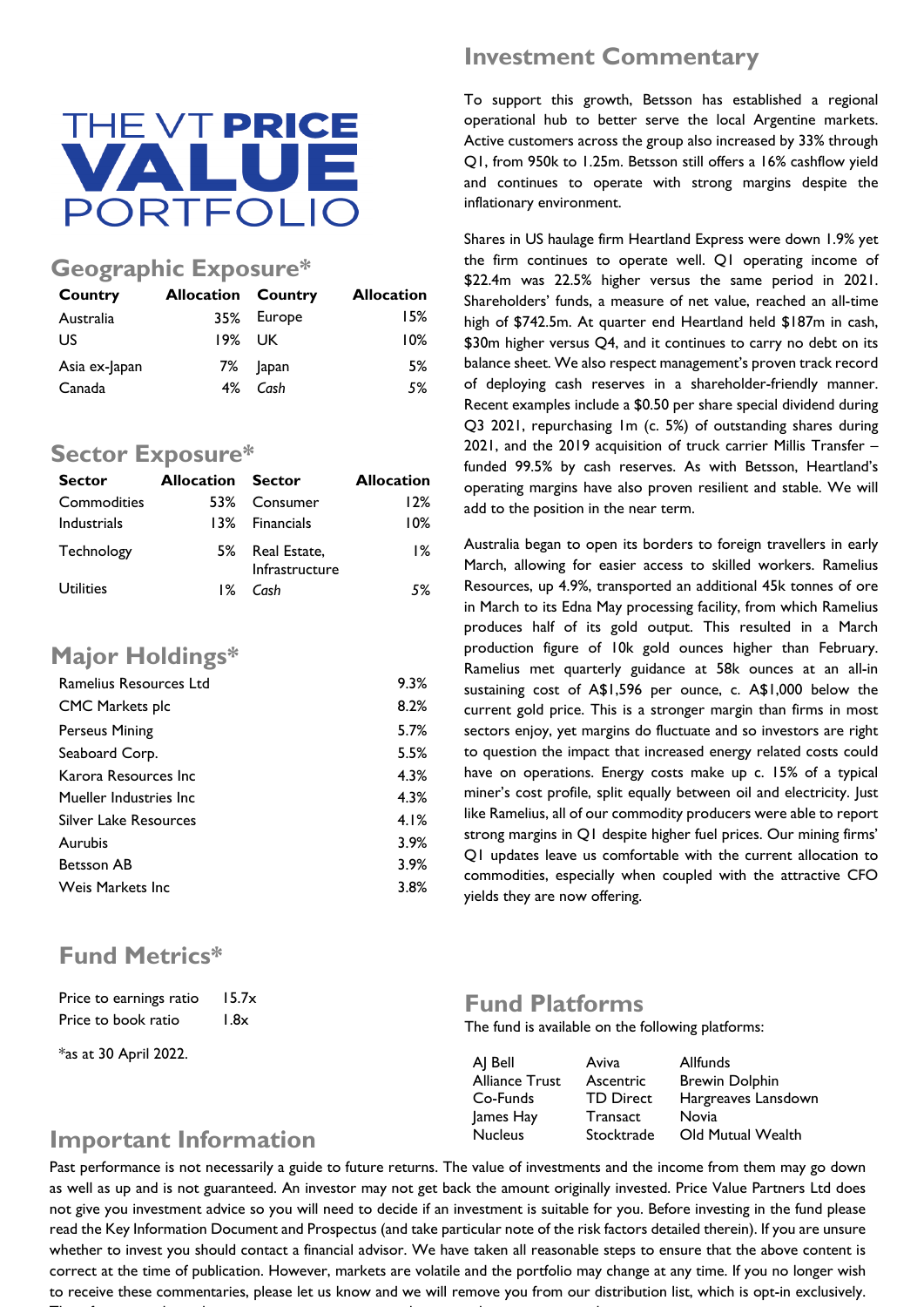# THE VT PRICE VALUE PORTFOLIO

## Geographic Exposure*

| Country | Allocation | Country | Allocation |
|---|---|---|---|
| Australia | 35% | Europe | 15% |
| US | 19% | UK | 10% |
| Asia ex-Japan | 7% | Japan | 5% |
| Canada | 4% | *Cash* | *5%* |

## Sector Exposure*

| Sector | Allocation | Sector | Allocation |
|---|---|---|---|
| Commodities | 53% | Consumer | 12% |
| Industrials | 13% | Financials | 10% |
| Technology | 5% | Real Estate, Infrastructure | 1% |
| Utilities | 1% | *Cash* | *5%* |

## Major Holdings*

| | |
|---|---|
| Ramelius Resources Ltd | 9.3% |
| CMC Markets plc | 8.2% |
| Perseus Mining | 5.7% |
| Seaboard Corp. | 5.5% |
| Karora Resources Inc | 4.3% |
| Mueller Industries Inc | 4.3% |
| Silver Lake Resources | 4.1% |
| Aurubis | 3.9% |
| Betsson AB | 3.9% |
| Weis Markets Inc | 3.8% |

## Fund Metrics*

| | |
|---|---|
| Price to earnings ratio | 15.7x |
| Price to book ratio | 1.8x |

*as at 30 April 2022.

## Investment Commentary

To support this growth, Betsson has established a regional operational hub to better serve the local Argentine markets. Active customers across the group also increased by 33% through Q1, from 950k to 1.25m. Betsson still offers a 16% cashflow yield and continues to operate with strong margins despite the inflationary environment.

Shares in US haulage firm Heartland Express were down 1.9% yet the firm continues to operate well. Q1 operating income of $22.4m was 22.5% higher versus the same period in 2021. Shareholders' funds, a measure of net value, reached an all-time high of $742.5m. At quarter end Heartland held $187m in cash, $30m higher versus Q4, and it continues to carry no debt on its balance sheet. We also respect management's proven track record of deploying cash reserves in a shareholder-friendly manner. Recent examples include a $0.50 per share special dividend during Q3 2021, repurchasing 1m (c. 5%) of outstanding shares during 2021, and the 2019 acquisition of truck carrier Millis Transfer – funded 99.5% by cash reserves. As with Betsson, Heartland's operating margins have also proven resilient and stable. We will add to the position in the near term.

Australia began to open its borders to foreign travellers in early March, allowing for easier access to skilled workers. Ramelius Resources, up 4.9%, transported an additional 45k tonnes of ore in March to its Edna May processing facility, from which Ramelius produces half of its gold output. This resulted in a March production figure of 10k gold ounces higher than February. Ramelius met quarterly guidance at 58k ounces at an all-in sustaining cost of A$1,596 per ounce, c. A$1,000 below the current gold price. This is a stronger margin than firms in most sectors enjoy, yet margins do fluctuate and so investors are right to question the impact that increased energy related costs could have on operations. Energy costs make up c. 15% of a typical miner's cost profile, split equally between oil and electricity. Just like Ramelius, all of our commodity producers were able to report strong margins in Q1 despite higher fuel prices. Our mining firms' Q1 updates leave us comfortable with the current allocation to commodities, especially when coupled with the attractive CFO yields they are now offering.

## Fund Platforms

The fund is available on the following platforms:

| | | |
|---|---|---|
| AJ Bell | Aviva | Allfunds |
| Alliance Trust | Ascentric | Brewin Dolphin |
| Co-Funds | TD Direct | Hargreaves Lansdown |
| James Hay | Transact | Novia |
| Nucleus | Stocktrade | Old Mutual Wealth |

## Important Information

Past performance is not necessarily a guide to future returns. The value of investments and the income from them may go down as well as up and is not guaranteed. An investor may not get back the amount originally invested. Price Value Partners Ltd does not give you investment advice so you will need to decide if an investment is suitable for you. Before investing in the fund please read the Key Information Document and Prospectus (and take particular note of the risk factors detailed therein). If you are unsure whether to invest you should contact a financial advisor. We have taken all reasonable steps to ensure that the above content is correct at the time of publication. However, markets are volatile and the portfolio may change at any time. If you no longer wish to receive these commentaries, please let us know and we will remove you from our distribution list, which is opt-in exclusively.